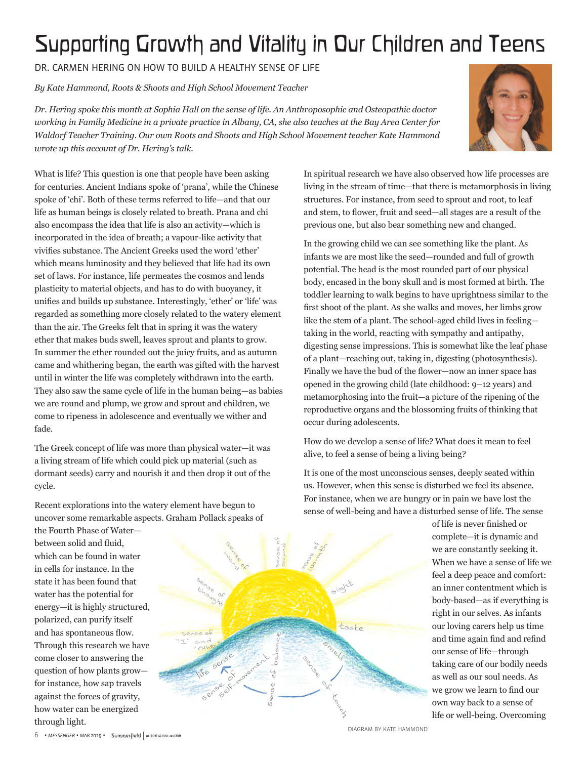# Supporting Growth and Vitality in Our Children and Teens

DR. CARMEN HERING ON HOW TO BUILD A HEALTHY SENSE OF LIFE

*By Kate Hammond, Roots & Shoots and High School Movement Teacher*

*Dr. Hering spoke this month at Sophia Hall on the sense of life. An Anthroposophic and Osteopathic doctor working in Family Medicine in a private practice in Albany, CA, she also teaches at the Bay Area Center for Waldorf Teacher Training. Our own Roots and Shoots and High School Movement teacher Kate Hammond wrote up this account of Dr. Hering's talk.*

What is life? This question is one that people have been asking for centuries. Ancient Indians spoke of 'prana', while the Chinese spoke of 'chi'. Both of these terms referred to life—and that our life as human beings is closely related to breath. Prana and chi also encompass the idea that life is also an activity—which is incorporated in the idea of breath; a vapour-like activity that vivifies substance. The Ancient Greeks used the word 'ether' which means luminosity and they believed that life had its own set of laws. For instance, life permeates the cosmos and lends plasticity to material objects, and has to do with buoyancy, it unifies and builds up substance. Interestingly, 'ether' or 'life' was regarded as something more closely related to the watery element than the air. The Greeks felt that in spring it was the watery ether that makes buds swell, leaves sprout and plants to grow. In summer the ether rounded out the juicy fruits, and as autumn came and withering began, the earth was gifted with the harvest until in winter the life was completely withdrawn into the earth. They also saw the same cycle of life in the human being—as babies we are round and plump, we grow and sprout and children, we come to ripeness in adolescence and eventually we wither and fade.

The Greek concept of life was more than physical water—it was a living stream of life which could pick up material (such as dormant seeds) carry and nourish it and then drop it out of the cycle.

Recent explorations into the watery element have begun to uncover some remarkable aspects. Graham Pollack speaks of the Fourth Phase of Water—between solid and fluid, which can be found in water in cells for instance. In the state it has been found that water has the potential for energy—it is highly structured, polarized, can purify itself and has spontaneous flow. Through this research we have come closer to answering the question of how plants grow—for instance, how sap travels against the forces of gravity, how water can be energized through light.

In spiritual research we have also observed how life processes are living in the stream of time—that there is metamorphosis in living structures. For instance, from seed to sprout and root, to leaf and stem, to flower, fruit and seed—all stages are a result of the previous one, but also bear something new and changed.

In the growing child we can see something like the plant. As infants we are most like the seed—rounded and full of growth potential. The head is the most rounded part of our physical body, encased in the bony skull and is most formed at birth. The toddler learning to walk begins to have uprightness similar to the first shoot of the plant. As she walks and moves, her limbs grow like the stem of a plant. The school-aged child lives in feeling—taking in the world, reacting with sympathy and antipathy, digesting sense impressions. This is somewhat like the leaf phase of a plant—reaching out, taking in, digesting (photosynthesis). Finally we have the bud of the flower—now an inner space has opened in the growing child (late childhood: 9–12 years) and metamorphosing into the fruit—a picture of the ripening of the reproductive organs and the blossoming fruits of thinking that occur during adolescents.

How do we develop a sense of life? What does it mean to feel alive, to feel a sense of being a living being?

It is one of the most unconscious senses, deeply seated within us. However, when this sense is disturbed we feel its absence. For instance, when we are hungry or in pain we have lost the sense of well-being and have a disturbed sense of life. The sense of life is never finished or complete—it is dynamic and we are constantly seeking it. When we have a sense of life we feel a deep peace and comfort: an inner contentment which is body-based—as if everything is right in our selves. As infants our loving carers help us time and time again find and refind our sense of life—through taking care of our bodily needs as well as our soul needs. As we grow we learn to find our own way back to a sense of life or well-being. Overcoming

DIAGRAM BY KATE HAMMOND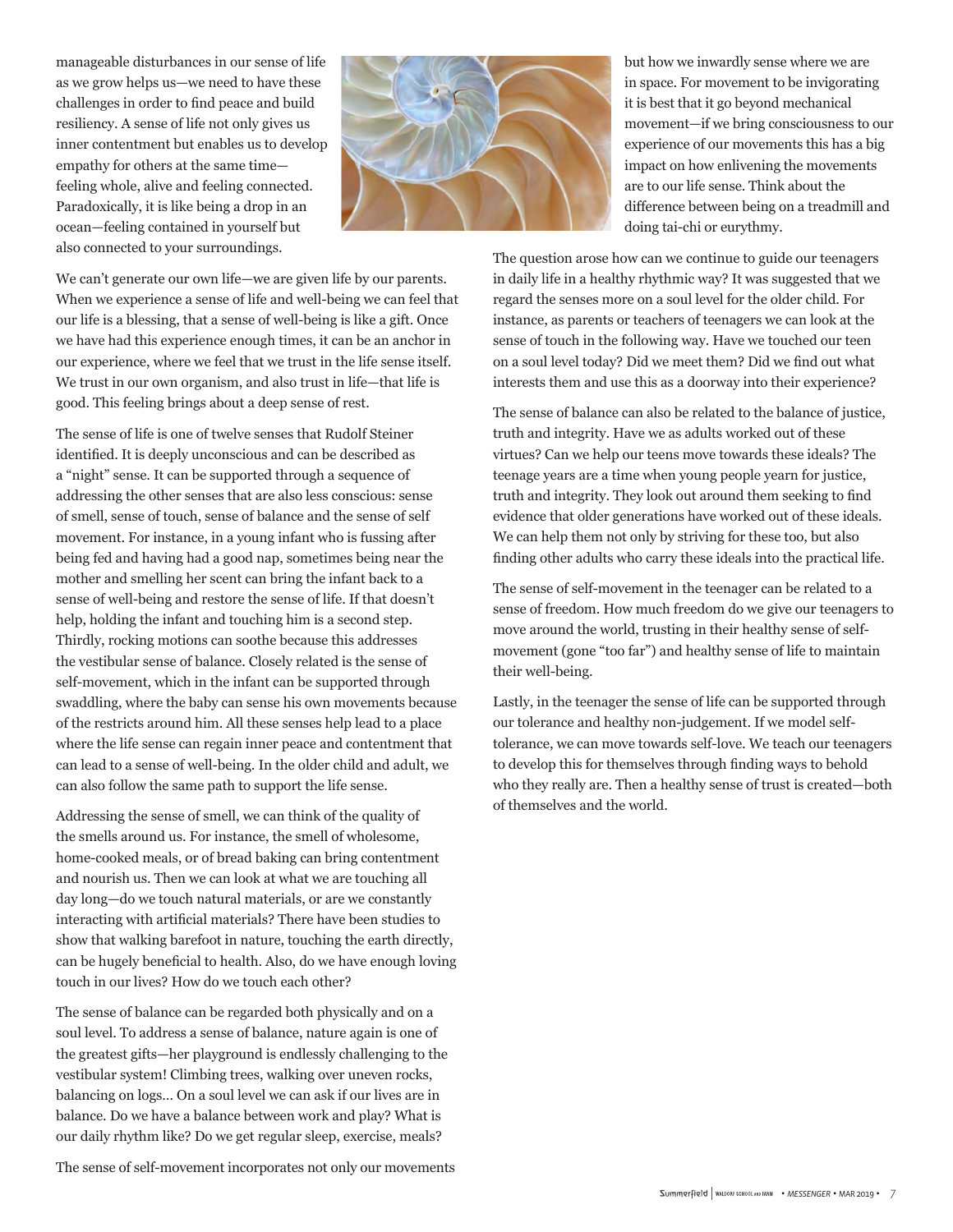manageable disturbances in our sense of life as we grow helps us—we need to have these challenges in order to find peace and build resiliency. A sense of life not only gives us inner contentment but enables us to develop empathy for others at the same time—feeling whole, alive and feeling connected. Paradoxically, it is like being a drop in an ocean—feeling contained in yourself but also connected to your surroundings.

We can't generate our own life—we are given life by our parents. When we experience a sense of life and well-being we can feel that our life is a blessing, that a sense of well-being is like a gift. Once we have had this experience enough times, it can be an anchor in our experience, where we feel that we trust in the life sense itself. We trust in our own organism, and also trust in life—that life is good. This feeling brings about a deep sense of rest.

The sense of life is one of twelve senses that Rudolf Steiner identified. It is deeply unconscious and can be described as a "night" sense. It can be supported through a sequence of addressing the other senses that are also less conscious: sense of smell, sense of touch, sense of balance and the sense of self movement. For instance, in a young infant who is fussing after being fed and having had a good nap, sometimes being near the mother and smelling her scent can bring the infant back to a sense of well-being and restore the sense of life. If that doesn't help, holding the infant and touching him is a second step. Thirdly, rocking motions can soothe because this addresses the vestibular sense of balance. Closely related is the sense of self-movement, which in the infant can be supported through swaddling, where the baby can sense his own movements because of the restricts around him. All these senses help lead to a place where the life sense can regain inner peace and contentment that can lead to a sense of well-being. In the older child and adult, we can also follow the same path to support the life sense.

Addressing the sense of smell, we can think of the quality of the smells around us. For instance, the smell of wholesome, home-cooked meals, or of bread baking can bring contentment and nourish us. Then we can look at what we are touching all day long—do we touch natural materials, or are we constantly interacting with artificial materials? There have been studies to show that walking barefoot in nature, touching the earth directly, can be hugely beneficial to health. Also, do we have enough loving touch in our lives? How do we touch each other?

The sense of balance can be regarded both physically and on a soul level. To address a sense of balance, nature again is one of the greatest gifts—her playground is endlessly challenging to the vestibular system! Climbing trees, walking over uneven rocks, balancing on logs… On a soul level we can ask if our lives are in balance. Do we have a balance between work and play? What is our daily rhythm like? Do we get regular sleep, exercise, meals?

The sense of self-movement incorporates not only our movements but how we inwardly sense where we are in space. For movement to be invigorating it is best that it go beyond mechanical movement—if we bring consciousness to our experience of our movements this has a big impact on how enlivening the movements are to our life sense. Think about the difference between being on a treadmill and doing tai-chi or eurythmy.

The question arose how can we continue to guide our teenagers in daily life in a healthy rhythmic way? It was suggested that we regard the senses more on a soul level for the older child. For instance, as parents or teachers of teenagers we can look at the sense of touch in the following way. Have we touched our teen on a soul level today? Did we meet them? Did we find out what interests them and use this as a doorway into their experience?

The sense of balance can also be related to the balance of justice, truth and integrity. Have we as adults worked out of these virtues? Can we help our teens move towards these ideals? The teenage years are a time when young people yearn for justice, truth and integrity. They look out around them seeking to find evidence that older generations have worked out of these ideals. We can help them not only by striving for these too, but also finding other adults who carry these ideals into the practical life.

The sense of self-movement in the teenager can be related to a sense of freedom. How much freedom do we give our teenagers to move around the world, trusting in their healthy sense of self-movement (gone "too far") and healthy sense of life to maintain their well-being.

Lastly, in the teenager the sense of life can be supported through our tolerance and healthy non-judgement. If we model self-tolerance, we can move towards self-love. We teach our teenagers to develop this for themselves through finding ways to behold who they really are. Then a healthy sense of trust is created—both of themselves and the world.